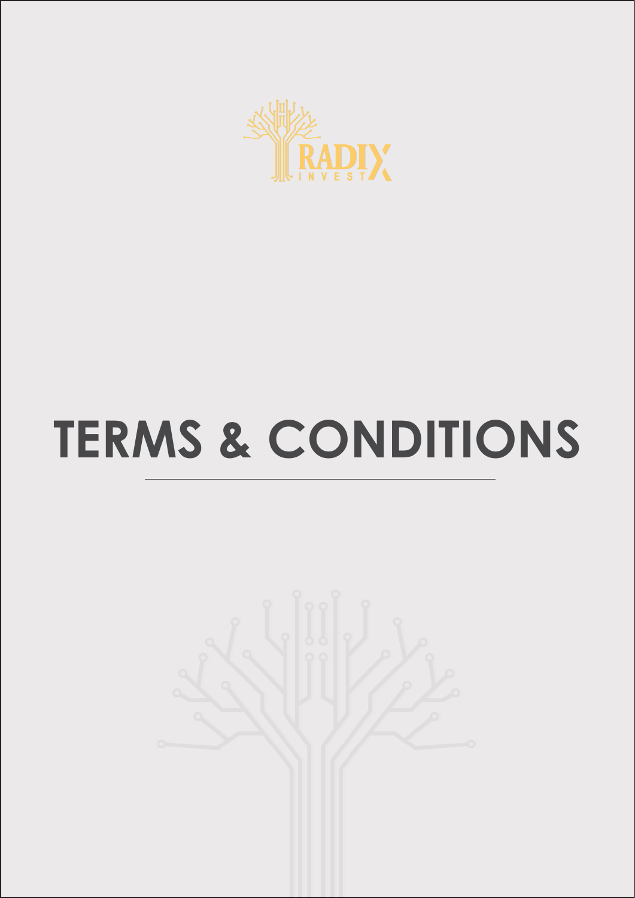RADIX INVEST

# TERMS & CONDITIONS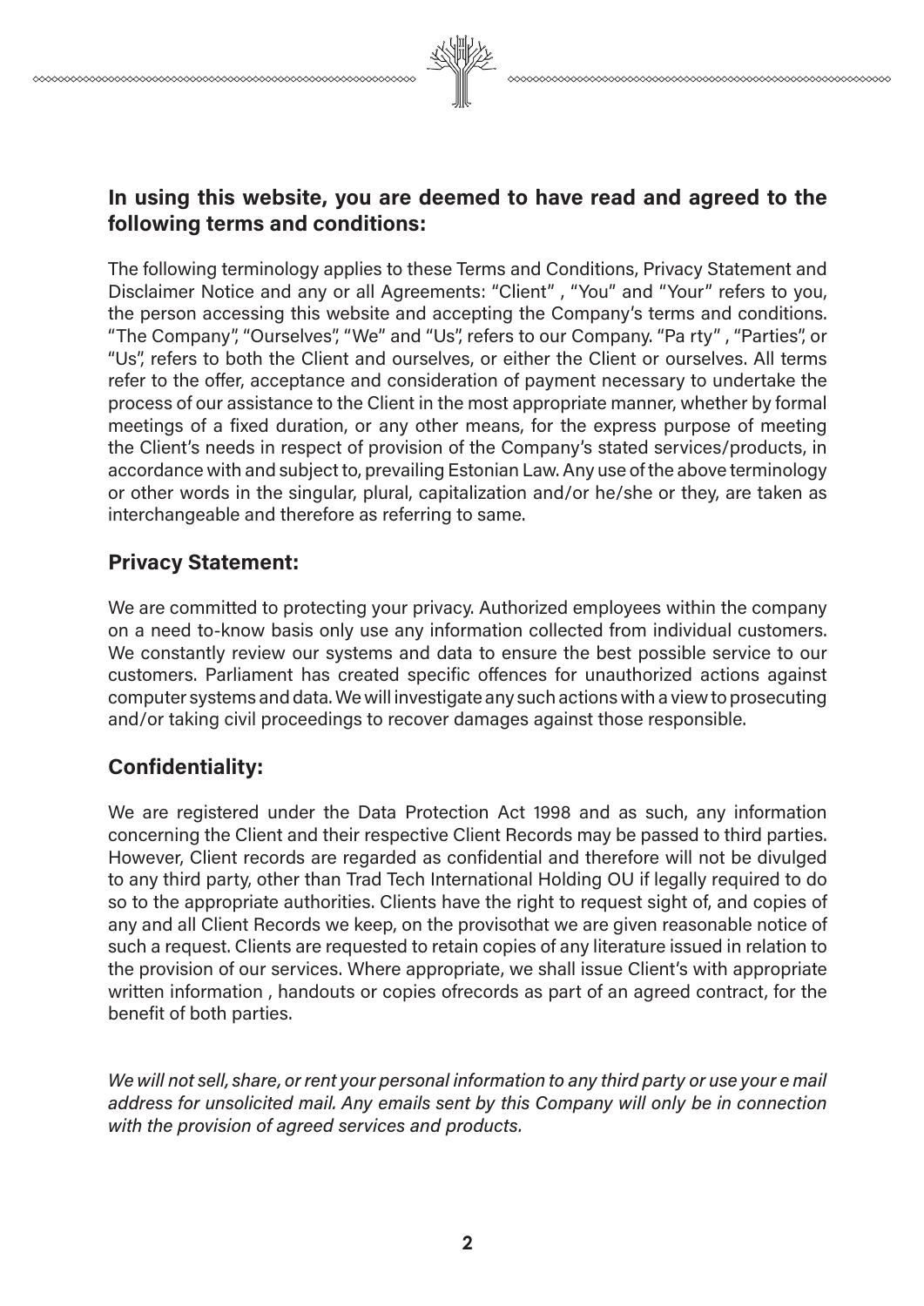## In using this website, you are deemed to have read and agreed to the following terms and conditions:

The following terminology applies to these Terms and Conditions, Privacy Statement and Disclaimer Notice and any or all Agreements: "Client" , "You" and "Your" refers to you, the person accessing this website and accepting the Company's terms and conditions. "The Company", "Ourselves", "We" and "Us", refers to our Company. "Pa rty" , "Parties", or "Us", refers to both the Client and ourselves, or either the Client or ourselves. All terms refer to the offer, acceptance and consideration of payment necessary to undertake the process of our assistance to the Client in the most appropriate manner, whether by formal meetings of a fixed duration, or any other means, for the express purpose of meeting the Client's needs in respect of provision of the Company's stated services/products, in accordance with and subject to, prevailing Estonian Law. Any use of the above terminology or other words in the singular, plural, capitalization and/or he/she or they, are taken as interchangeable and therefore as referring to same.

## Privacy Statement:

We are committed to protecting your privacy. Authorized employees within the company on a need to-know basis only use any information collected from individual customers. We constantly review our systems and data to ensure the best possible service to our customers. Parliament has created specific offences for unauthorized actions against computer systems and data. We will investigate any such actions with a view to prosecuting and/or taking civil proceedings to recover damages against those responsible.

## Confidentiality:

We are registered under the Data Protection Act 1998 and as such, any information concerning the Client and their respective Client Records may be passed to third parties. However, Client records are regarded as confidential and therefore will not be divulged to any third party, other than Trad Tech International Holding OU if legally required to do so to the appropriate authorities. Clients have the right to request sight of, and copies of any and all Client Records we keep, on the provisothat we are given reasonable notice of such a request. Clients are requested to retain copies of any literature issued in relation to the provision of our services. Where appropriate, we shall issue Client's with appropriate written information , handouts or copies ofrecords as part of an agreed contract, for the benefit of both parties.

*We will not sell, share, or rent your personal information to any third party or use your e mail address for unsolicited mail. Any emails sent by this Company will only be in connection with the provision of agreed services and products.*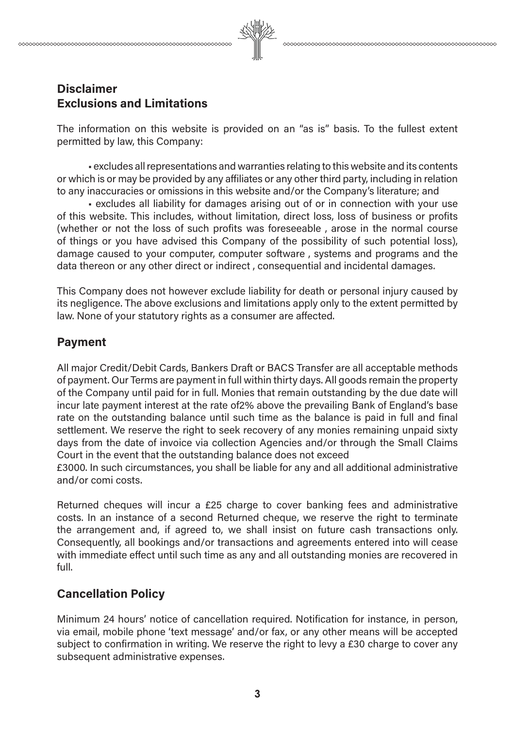## Disclaimer
## Exclusions and Limitations

The information on this website is provided on an "as is" basis. To the fullest extent permitted by law, this Company:

- excludes all representations and warranties relating to this website and its contents or which is or may be provided by any affiliates or any other third party, including in relation to any inaccuracies or omissions in this website and/or the Company's literature; and
- excludes all liability for damages arising out of or in connection with your use of this website. This includes, without limitation, direct loss, loss of business or profits (whether or not the loss of such profits was foreseeable , arose in the normal course of things or you have advised this Company of the possibility of such potential loss), damage caused to your computer, computer software , systems and programs and the data thereon or any other direct or indirect , consequential and incidental damages.

This Company does not however exclude liability for death or personal injury caused by its negligence. The above exclusions and limitations apply only to the extent permitted by law. None of your statutory rights as a consumer are affected.

## Payment

All major Credit/Debit Cards, Bankers Draft or BACS Transfer are all acceptable methods of payment. Our Terms are payment in full within thirty days. All goods remain the property of the Company until paid for in full. Monies that remain outstanding by the due date will incur late payment interest at the rate of2% above the prevailing Bank of England's base rate on the outstanding balance until such time as the balance is paid in full and final settlement. We reserve the right to seek recovery of any monies remaining unpaid sixty days from the date of invoice via collection Agencies and/or through the Small Claims Court in the event that the outstanding balance does not exceed
£3000. In such circumstances, you shall be liable for any and all additional administrative and/or comi costs.

Returned cheques will incur a £25 charge to cover banking fees and administrative costs. In an instance of a second Returned cheque, we reserve the right to terminate the arrangement and, if agreed to, we shall insist on future cash transactions only. Consequently, all bookings and/or transactions and agreements entered into will cease with immediate effect until such time as any and all outstanding monies are recovered in full.

## Cancellation Policy

Minimum 24 hours' notice of cancellation required. Notification for instance, in person, via email, mobile phone 'text message' and/or fax, or any other means will be accepted subject to confirmation in writing. We reserve the right to levy a £30 charge to cover any subsequent administrative expenses.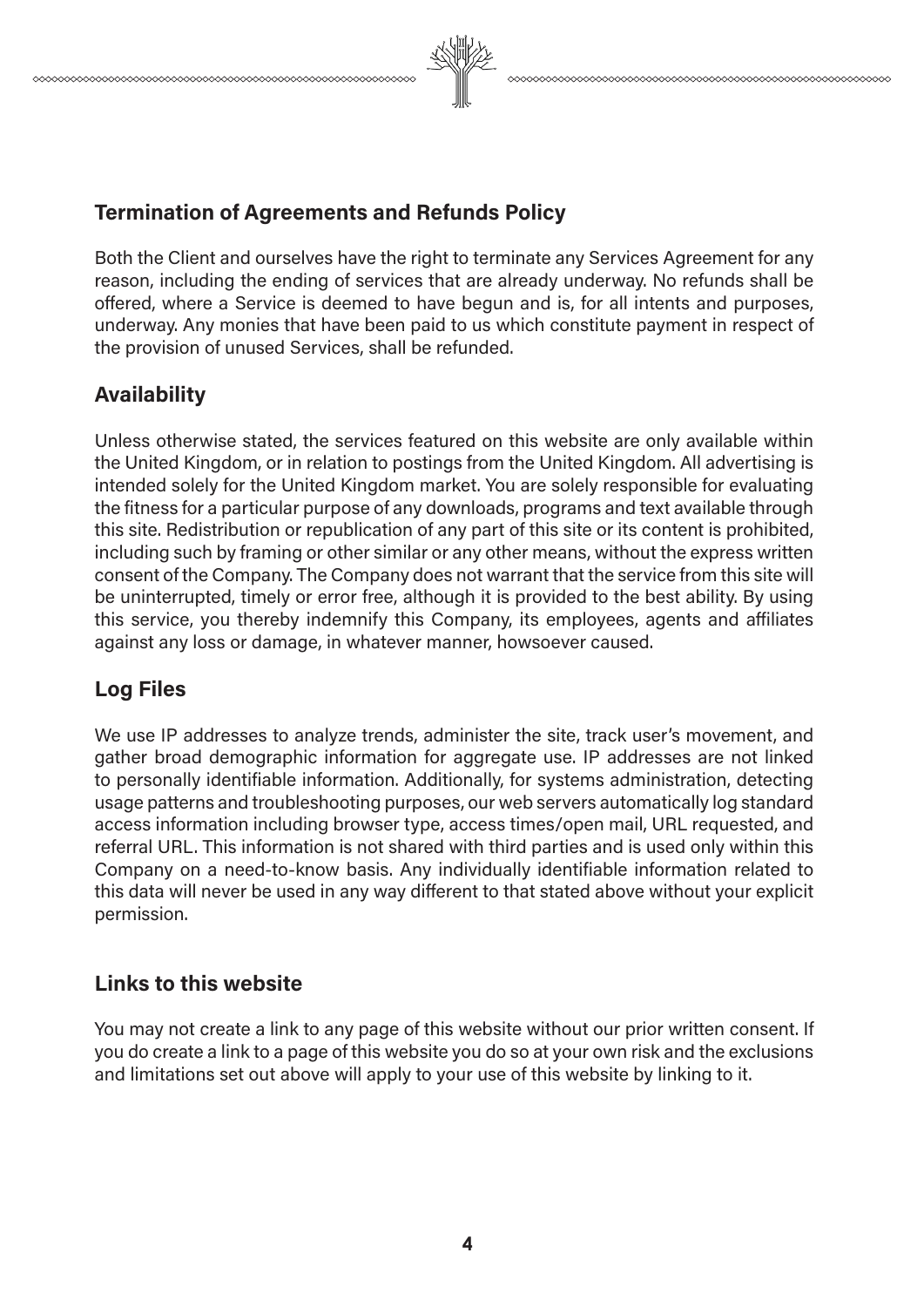## Termination of Agreements and Refunds Policy

Both the Client and ourselves have the right to terminate any Services Agreement for any reason, including the ending of services that are already underway. No refunds shall be offered, where a Service is deemed to have begun and is, for all intents and purposes, underway. Any monies that have been paid to us which constitute payment in respect of the provision of unused Services, shall be refunded.

## Availability

Unless otherwise stated, the services featured on this website are only available within the United Kingdom, or in relation to postings from the United Kingdom. All advertising is intended solely for the United Kingdom market. You are solely responsible for evaluating the fitness for a particular purpose of any downloads, programs and text available through this site. Redistribution or republication of any part of this site or its content is prohibited, including such by framing or other similar or any other means, without the express written consent of the Company. The Company does not warrant that the service from this site will be uninterrupted, timely or error free, although it is provided to the best ability. By using this service, you thereby indemnify this Company, its employees, agents and affiliates against any loss or damage, in whatever manner, howsoever caused.

## Log Files

We use IP addresses to analyze trends, administer the site, track user's movement, and gather broad demographic information for aggregate use. IP addresses are not linked to personally identifiable information. Additionally, for systems administration, detecting usage patterns and troubleshooting purposes, our web servers automatically log standard access information including browser type, access times/open mail, URL requested, and referral URL. This information is not shared with third parties and is used only within this Company on a need-to-know basis. Any individually identifiable information related to this data will never be used in any way different to that stated above without your explicit permission.

## Links to this website

You may not create a link to any page of this website without our prior written consent. If you do create a link to a page of this website you do so at your own risk and the exclusions and limitations set out above will apply to your use of this website by linking to it.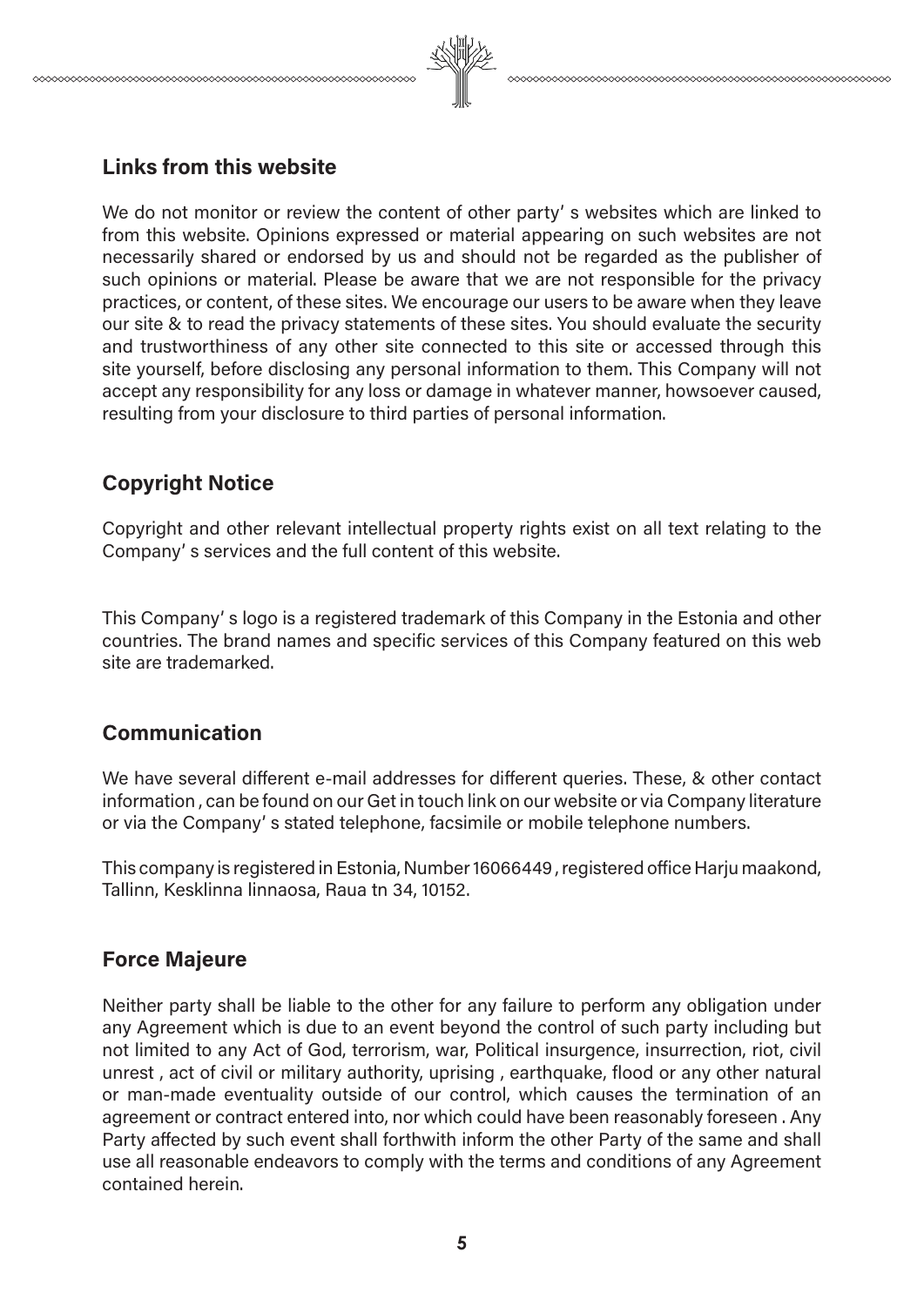## Links from this website

We do not monitor or review the content of other party' s websites which are linked to from this website. Opinions expressed or material appearing on such websites are not necessarily shared or endorsed by us and should not be regarded as the publisher of such opinions or material. Please be aware that we are not responsible for the privacy practices, or content, of these sites. We encourage our users to be aware when they leave our site & to read the privacy statements of these sites. You should evaluate the security and trustworthiness of any other site connected to this site or accessed through this site yourself, before disclosing any personal information to them. This Company will not accept any responsibility for any loss or damage in whatever manner, howsoever caused, resulting from your disclosure to third parties of personal information.

## Copyright Notice

Copyright and other relevant intellectual property rights exist on all text relating to the Company' s services and the full content of this website.

This Company' s logo is a registered trademark of this Company in the Estonia and other countries. The brand names and specific services of this Company featured on this web site are trademarked.

## Communication

We have several different e-mail addresses for different queries. These, & other contact information , can be found on our Get in touch link on our website or via Company literature or via the Company' s stated telephone, facsimile or mobile telephone numbers.

This company is registered in Estonia, Number 16066449 , registered office Harju maakond, Tallinn, Kesklinna linnaosa, Raua tn 34, 10152.

## Force Majeure

Neither party shall be liable to the other for any failure to perform any obligation under any Agreement which is due to an event beyond the control of such party including but not limited to any Act of God, terrorism, war, Political insurgence, insurrection, riot, civil unrest , act of civil or military authority, uprising , earthquake, flood or any other natural or man-made eventuality outside of our control, which causes the termination of an agreement or contract entered into, nor which could have been reasonably foreseen . Any Party affected by such event shall forthwith inform the other Party of the same and shall use all reasonable endeavors to comply with the terms and conditions of any Agreement contained herein.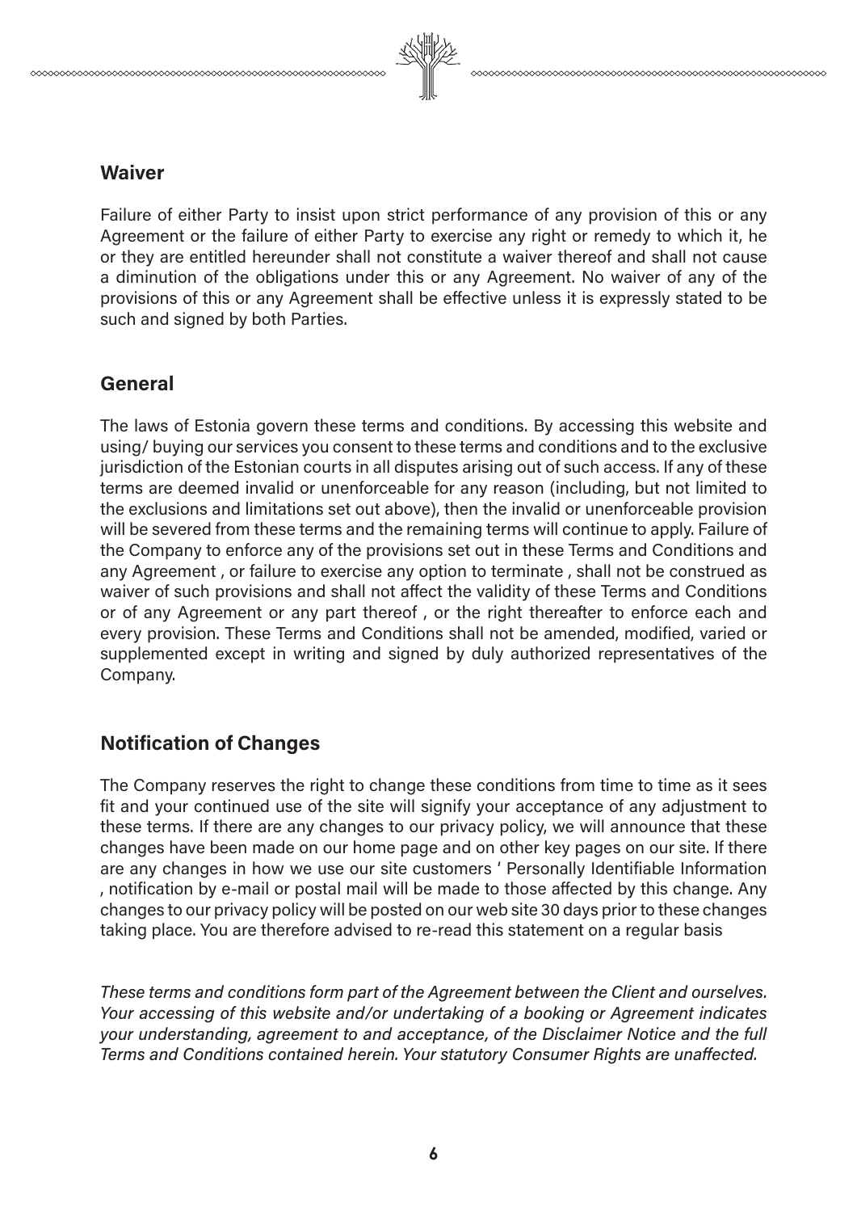## Waiver

Failure of either Party to insist upon strict performance of any provision of this or any Agreement or the failure of either Party to exercise any right or remedy to which it, he or they are entitled hereunder shall not constitute a waiver thereof and shall not cause a diminution of the obligations under this or any Agreement. No waiver of any of the provisions of this or any Agreement shall be effective unless it is expressly stated to be such and signed by both Parties.

## General

The laws of Estonia govern these terms and conditions. By accessing this website and using/ buying our services you consent to these terms and conditions and to the exclusive jurisdiction of the Estonian courts in all disputes arising out of such access. If any of these terms are deemed invalid or unenforceable for any reason (including, but not limited to the exclusions and limitations set out above), then the invalid or unenforceable provision will be severed from these terms and the remaining terms will continue to apply. Failure of the Company to enforce any of the provisions set out in these Terms and Conditions and any Agreement , or failure to exercise any option to terminate , shall not be construed as waiver of such provisions and shall not affect the validity of these Terms and Conditions or of any Agreement or any part thereof , or the right thereafter to enforce each and every provision. These Terms and Conditions shall not be amended, modified, varied or supplemented except in writing and signed by duly authorized representatives of the Company.

## Notification of Changes

The Company reserves the right to change these conditions from time to time as it sees fit and your continued use of the site will signify your acceptance of any adjustment to these terms. If there are any changes to our privacy policy, we will announce that these changes have been made on our home page and on other key pages on our site. If there are any changes in how we use our site customers ' Personally Identifiable Information , notification by e-mail or postal mail will be made to those affected by this change. Any changes to our privacy policy will be posted on our web site 30 days prior to these changes taking place. You are therefore advised to re-read this statement on a regular basis

*These terms and conditions form part of the Agreement between the Client and ourselves. Your accessing of this website and/or undertaking of a booking or Agreement indicates your understanding, agreement to and acceptance, of the Disclaimer Notice and the full Terms and Conditions contained herein. Your statutory Consumer Rights are unaffected.*